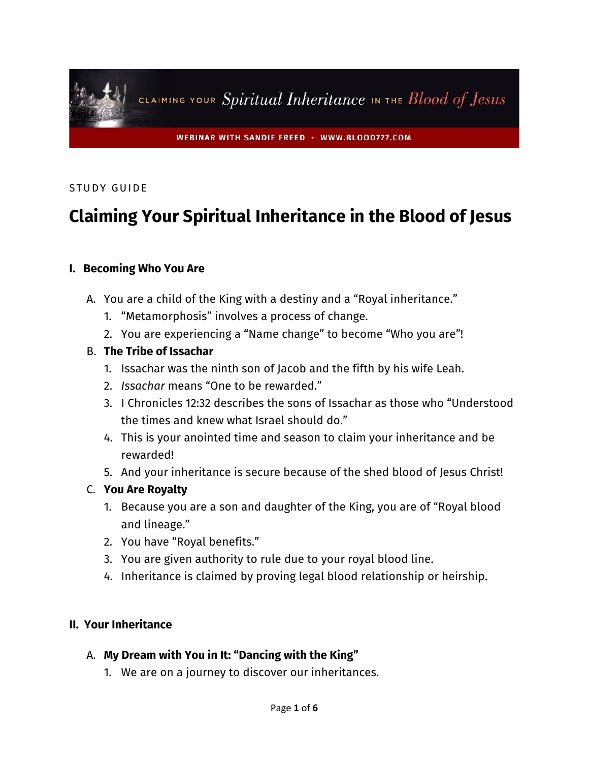CLAIMING YOUR *Spiritual Inheritance* IN THE *Blood of Jesus*

WEBINAR WITH SANDIE FREED • WWW.BLOOD777.COM

STUDY GUIDE

# Claiming Your Spiritual Inheritance in the Blood of Jesus

## I. Becoming Who You Are

A. You are a child of the King with a destiny and a "Royal inheritance."

1. "Metamorphosis" involves a process of change.
2. You are experiencing a "Name change" to become "Who you are"!

B. **The Tribe of Issachar**

1. Issachar was the ninth son of Jacob and the fifth by his wife Leah.
2. *Issachar* means "One to be rewarded."
3. I Chronicles 12:32 describes the sons of Issachar as those who "Understood the times and knew what Israel should do."
4. This is your anointed time and season to claim your inheritance and be rewarded!
5. And your inheritance is secure because of the shed blood of Jesus Christ!

C. **You Are Royalty**

1. Because you are a son and daughter of the King, you are of "Royal blood and lineage."
2. You have "Royal benefits."
3. You are given authority to rule due to your royal blood line.
4. Inheritance is claimed by proving legal blood relationship or heirship.

## II. Your Inheritance

A. **My Dream with You in It: "Dancing with the King"**

1. We are on a journey to discover our inheritances.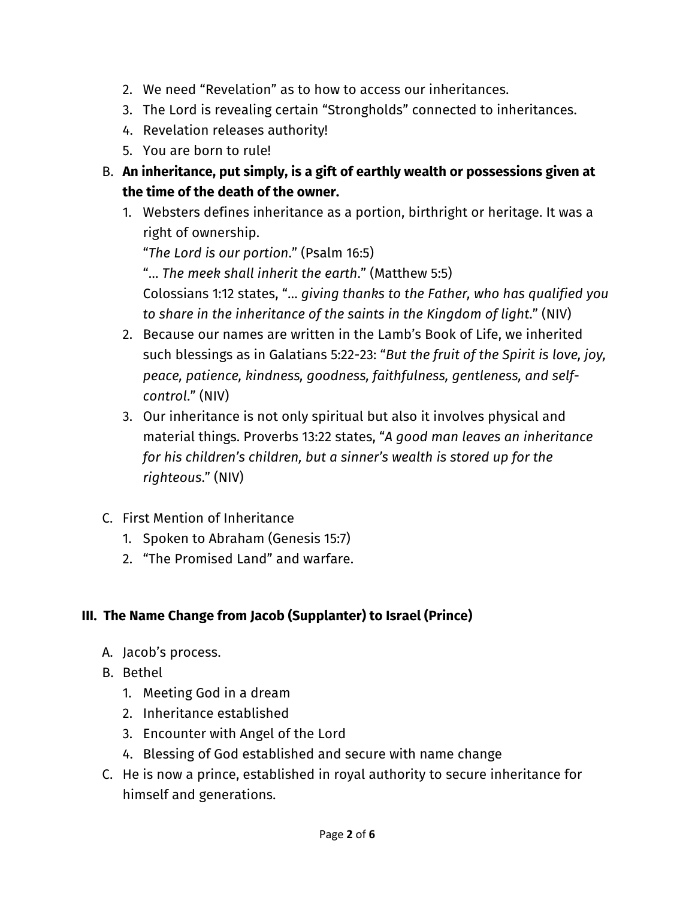2. We need "Revelation" as to how to access our inheritances.
3. The Lord is revealing certain "Strongholds" connected to inheritances.
4. Revelation releases authority!
5. You are born to rule!

B. **An inheritance, put simply, is a gift of earthly wealth or possessions given at the time of the death of the owner.**

1. Websters defines inheritance as a portion, birthright or heritage. It was a right of ownership.
   "*The Lord is our portion*." (Psalm 16:5)
   "… *The meek shall inherit the earth*." (Matthew 5:5)
   Colossians 1:12 states, "… *giving thanks to the Father, who has qualified you to share in the inheritance of the saints in the Kingdom of light*." (NIV)
2. Because our names are written in the Lamb's Book of Life, we inherited such blessings as in Galatians 5:22-23: "*But the fruit of the Spirit is love, joy, peace, patience, kindness, goodness, faithfulness, gentleness, and self-control*." (NIV)
3. Our inheritance is not only spiritual but also it involves physical and material things. Proverbs 13:22 states, "*A good man leaves an inheritance for his children's children, but a sinner's wealth is stored up for the righteous*." (NIV)

C. First Mention of Inheritance

1. Spoken to Abraham (Genesis 15:7)
2. "The Promised Land" and warfare.

## III. The Name Change from Jacob (Supplanter) to Israel (Prince)

A. Jacob's process.

B. Bethel

1. Meeting God in a dream
2. Inheritance established
3. Encounter with Angel of the Lord
4. Blessing of God established and secure with name change

C. He is now a prince, established in royal authority to secure inheritance for himself and generations.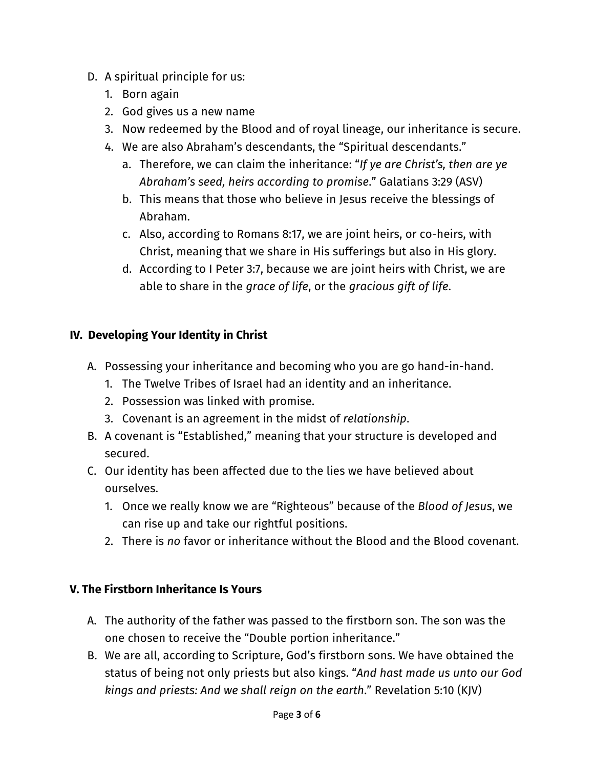D. A spiritual principle for us:
   1. Born again
   2. God gives us a new name
   3. Now redeemed by the Blood and of royal lineage, our inheritance is secure.
   4. We are also Abraham's descendants, the "Spiritual descendants."
      a. Therefore, we can claim the inheritance: "*If ye are Christ's, then are ye Abraham's seed, heirs according to promise*." Galatians 3:29 (ASV)
      b. This means that those who believe in Jesus receive the blessings of Abraham.
      c. Also, according to Romans 8:17, we are joint heirs, or co-heirs, with Christ, meaning that we share in His sufferings but also in His glory.
      d. According to I Peter 3:7, because we are joint heirs with Christ, we are able to share in the *grace of life*, or the *gracious gift of life*.

## IV. Developing Your Identity in Christ

A. Possessing your inheritance and becoming who you are go hand-in-hand.
   1. The Twelve Tribes of Israel had an identity and an inheritance.
   2. Possession was linked with promise.
   3. Covenant is an agreement in the midst of *relationship*.

B. A covenant is "Established," meaning that your structure is developed and secured.

C. Our identity has been affected due to the lies we have believed about ourselves.
   1. Once we really know we are "Righteous" because of the *Blood of Jesus*, we can rise up and take our rightful positions.
   2. There is *no* favor or inheritance without the Blood and the Blood covenant.

## V. The Firstborn Inheritance Is Yours

A. The authority of the father was passed to the firstborn son. The son was the one chosen to receive the "Double portion inheritance."

B. We are all, according to Scripture, God's firstborn sons. We have obtained the status of being not only priests but also kings. "*And hast made us unto our God kings and priests: And we shall reign on the earth*." Revelation 5:10 (KJV)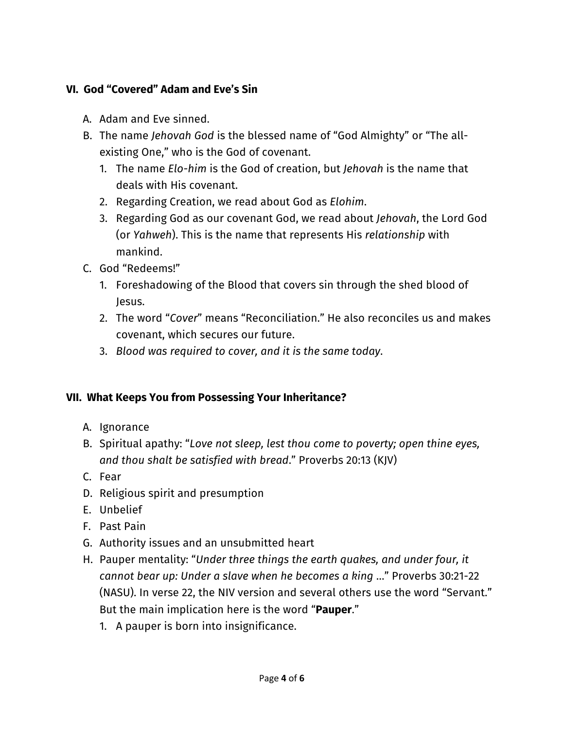## VI. God "Covered" Adam and Eve's Sin

A. Adam and Eve sinned.

B. The name *Jehovah God* is the blessed name of "God Almighty" or "The all-existing One," who is the God of covenant.

   1. The name *Elo-him* is the God of creation, but *Jehovah* is the name that deals with His covenant.
   2. Regarding Creation, we read about God as *Elohim*.
   3. Regarding God as our covenant God, we read about *Jehovah*, the Lord God (or *Yahweh*). This is the name that represents His *relationship* with mankind.

C. God "Redeems!"

   1. Foreshadowing of the Blood that covers sin through the shed blood of Jesus.
   2. The word "*Cover*" means "Reconciliation." He also reconciles us and makes covenant, which secures our future.
   3. *Blood was required to cover, and it is the same today*.

## VII. What Keeps You from Possessing Your Inheritance?

A. Ignorance

B. Spiritual apathy: "*Love not sleep, lest thou come to poverty; open thine eyes, and thou shalt be satisfied with bread*." Proverbs 20:13 (KJV)

C. Fear

D. Religious spirit and presumption

E. Unbelief

F. Past Pain

G. Authority issues and an unsubmitted heart

H. Pauper mentality: "*Under three things the earth quakes, and under four, it cannot bear up: Under a slave when he becomes a king* …" Proverbs 30:21-22 (NASU). In verse 22, the NIV version and several others use the word "Servant." But the main implication here is the word "**Pauper**."

   1. A pauper is born into insignificance.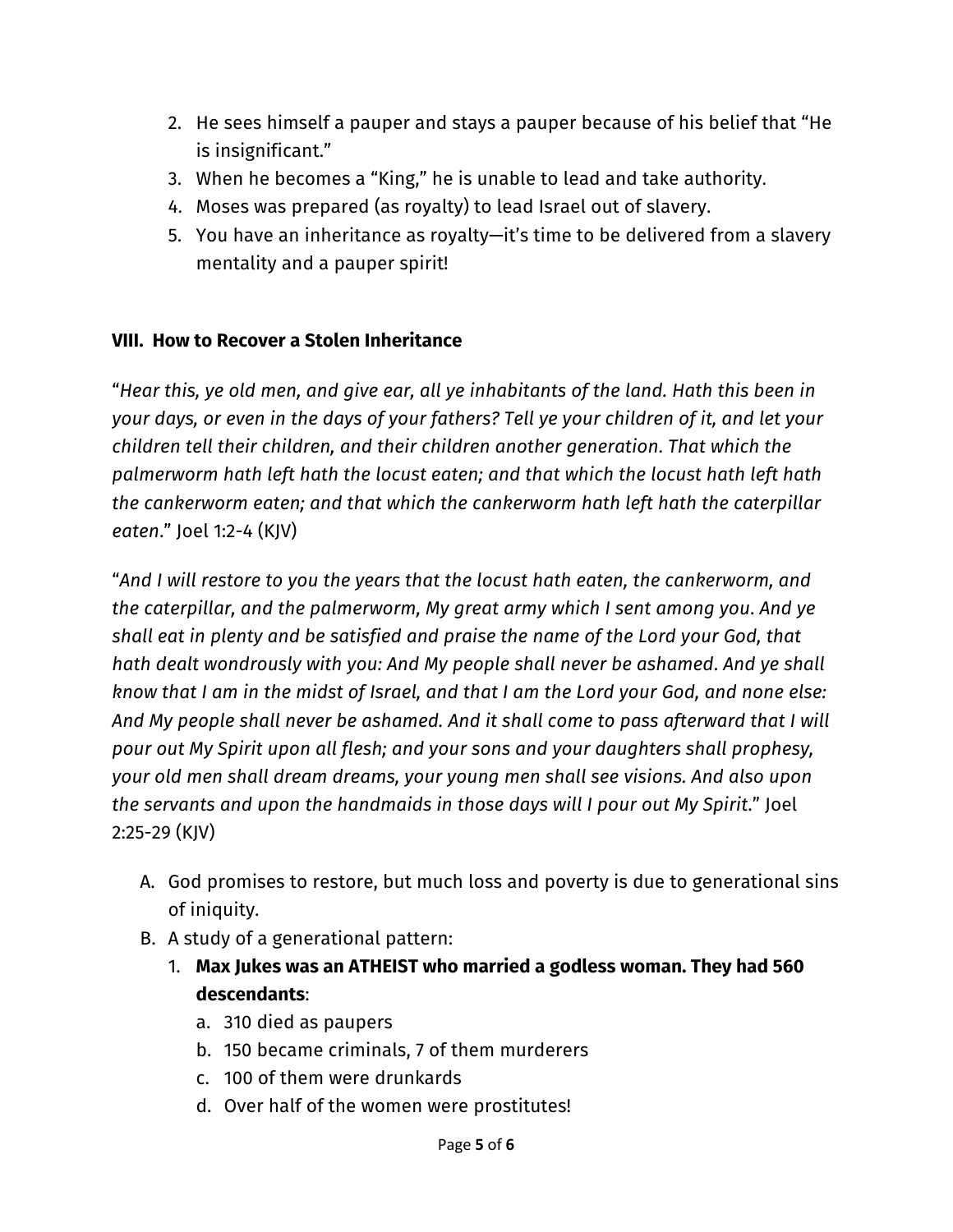2. He sees himself a pauper and stays a pauper because of his belief that "He is insignificant."
3. When he becomes a "King," he is unable to lead and take authority.
4. Moses was prepared (as royalty) to lead Israel out of slavery.
5. You have an inheritance as royalty—it's time to be delivered from a slavery mentality and a pauper spirit!

**VIII. How to Recover a Stolen Inheritance**

"*Hear this, ye old men, and give ear, all ye inhabitants of the land. Hath this been in your days, or even in the days of your fathers? Tell ye your children of it, and let your children tell their children, and their children another generation. That which the palmerworm hath left hath the locust eaten; and that which the locust hath left hath the cankerworm eaten; and that which the cankerworm hath left hath the caterpillar eaten.*" Joel 1:2-4 (KJV)

"*And I will restore to you the years that the locust hath eaten, the cankerworm, and the caterpillar, and the palmerworm, My great army which I sent among you. And ye shall eat in plenty and be satisfied and praise the name of the Lord your God, that hath dealt wondrously with you: And My people shall never be ashamed. And ye shall know that I am in the midst of Israel, and that I am the Lord your God, and none else: And My people shall never be ashamed. And it shall come to pass afterward that I will pour out My Spirit upon all flesh; and your sons and your daughters shall prophesy, your old men shall dream dreams, your young men shall see visions. And also upon the servants and upon the handmaids in those days will I pour out My Spirit.*" Joel 2:25-29 (KJV)

A. God promises to restore, but much loss and poverty is due to generational sins of iniquity.
B. A study of a generational pattern:
   1. **Max Jukes was an ATHEIST who married a godless woman. They had 560 descendants**:
      a. 310 died as paupers
      b. 150 became criminals, 7 of them murderers
      c. 100 of them were drunkards
      d. Over half of the women were prostitutes!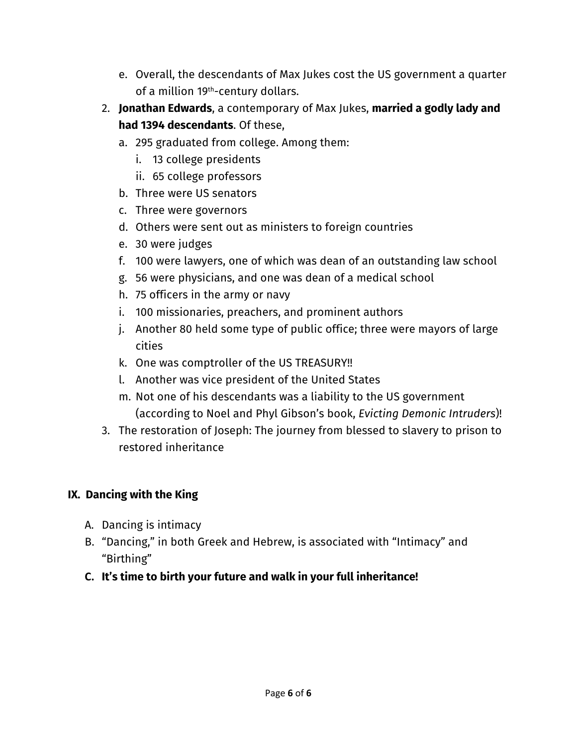e. Overall, the descendants of Max Jukes cost the US government a quarter of a million 19th-century dollars.

2. **Jonathan Edwards**, a contemporary of Max Jukes, **married a godly lady and had 1394 descendants**. Of these,
   a. 295 graduated from college. Among them:
      i. 13 college presidents
      ii. 65 college professors
   b. Three were US senators
   c. Three were governors
   d. Others were sent out as ministers to foreign countries
   e. 30 were judges
   f. 100 were lawyers, one of which was dean of an outstanding law school
   g. 56 were physicians, and one was dean of a medical school
   h. 75 officers in the army or navy
   i. 100 missionaries, preachers, and prominent authors
   j. Another 80 held some type of public office; three were mayors of large cities
   k. One was comptroller of the US TREASURY!!
   l. Another was vice president of the United States
   m. Not one of his descendants was a liability to the US government (according to Noel and Phyl Gibson's book, *Evicting Demonic Intruders*)!

3. The restoration of Joseph: The journey from blessed to slavery to prison to restored inheritance

## IX. Dancing with the King

A. Dancing is intimacy

B. "Dancing," in both Greek and Hebrew, is associated with "Intimacy" and "Birthing"

**C. It's time to birth your future and walk in your full inheritance!**